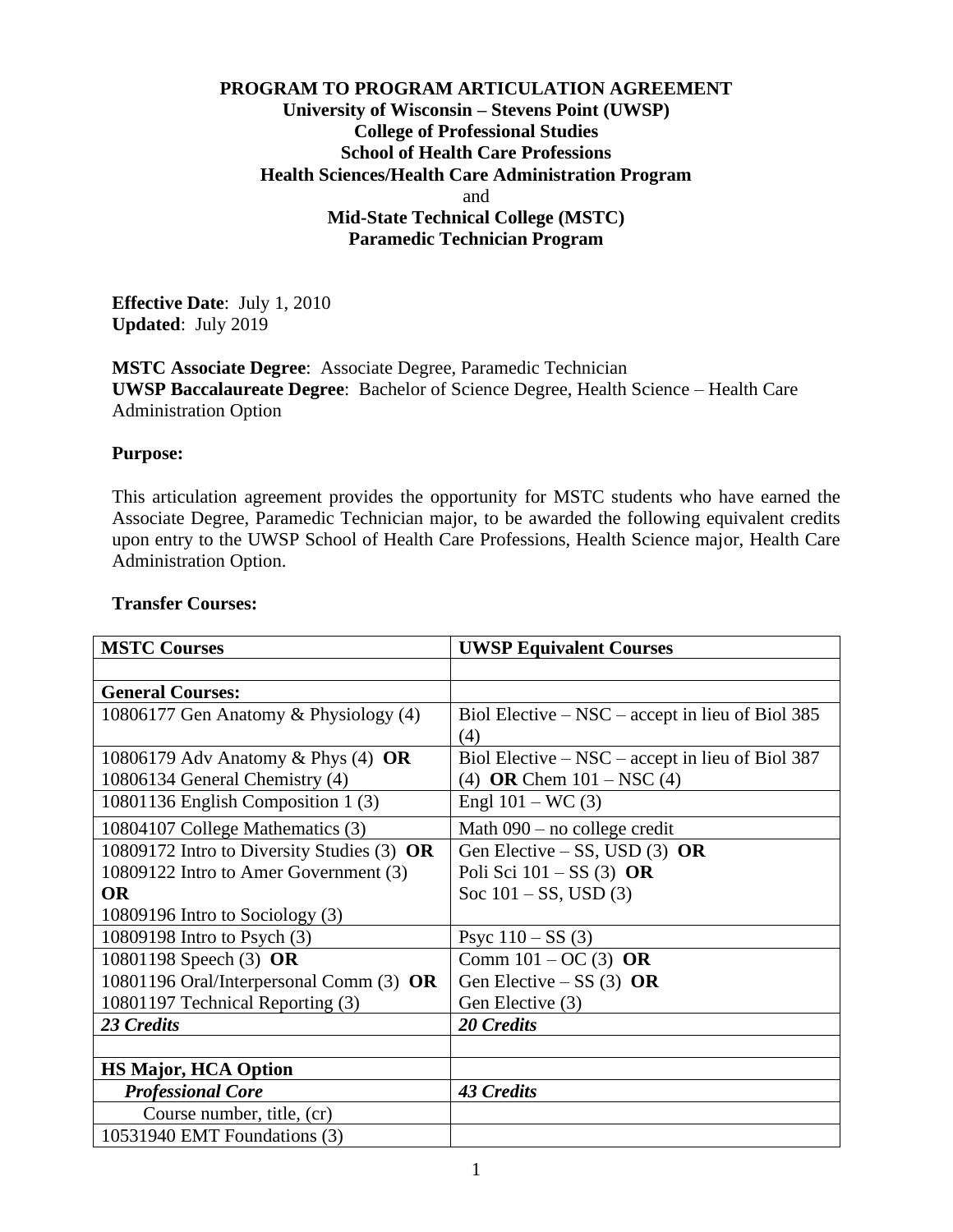**PROGRAM TO PROGRAM ARTICULATION AGREEMENT**
**University of Wisconsin – Stevens Point (UWSP)**
**College of Professional Studies**
**School of Health Care Professions**
**Health Sciences/Health Care Administration Program**
and
**Mid-State Technical College (MSTC)**
**Paramedic Technician Program**

**Effective Date**: July 1, 2010
**Updated**: July 2019

**MSTC Associate Degree**: Associate Degree, Paramedic Technician
**UWSP Baccalaureate Degree**: Bachelor of Science Degree, Health Science – Health Care Administration Option

**Purpose:**

This articulation agreement provides the opportunity for MSTC students who have earned the Associate Degree, Paramedic Technician major, to be awarded the following equivalent credits upon entry to the UWSP School of Health Care Professions, Health Science major, Health Care Administration Option.

**Transfer Courses:**

| MSTC Courses | UWSP Equivalent Courses |
|---|---|
| | |
| **General Courses:** | |
| 10806177 Gen Anatomy & Physiology (4) | Biol Elective – NSC – accept in lieu of Biol 385 (4) |
| 10806179 Adv Anatomy & Phys (4) **OR** 10806134 General Chemistry (4) | Biol Elective – NSC – accept in lieu of Biol 387 (4) **OR** Chem 101 – NSC (4) |
| 10801136 English Composition 1 (3) | Engl 101 – WC (3) |
| 10804107 College Mathematics (3) | Math 090 – no college credit |
| 10809172 Intro to Diversity Studies (3) **OR** 10809122 Intro to Amer Government (3) **OR** 10809196 Intro to Sociology (3) | Gen Elective – SS, USD (3) **OR** Poli Sci 101 – SS (3) **OR** Soc 101 – SS, USD (3) |
| 10809198 Intro to Psych (3) | Psyc 110 – SS (3) |
| 10801198 Speech (3) **OR** 10801196 Oral/Interpersonal Comm (3) **OR** 10801197 Technical Reporting (3) | Comm 101 – OC (3) **OR** Gen Elective – SS (3) **OR** Gen Elective (3) |
| ***23 Credits*** | ***20 Credits*** |
| | |
| **HS Major, HCA Option** | |
| ***Professional Core*** | ***43 Credits*** |
| Course number, title, (cr) | |
| 10531940 EMT Foundations (3) | |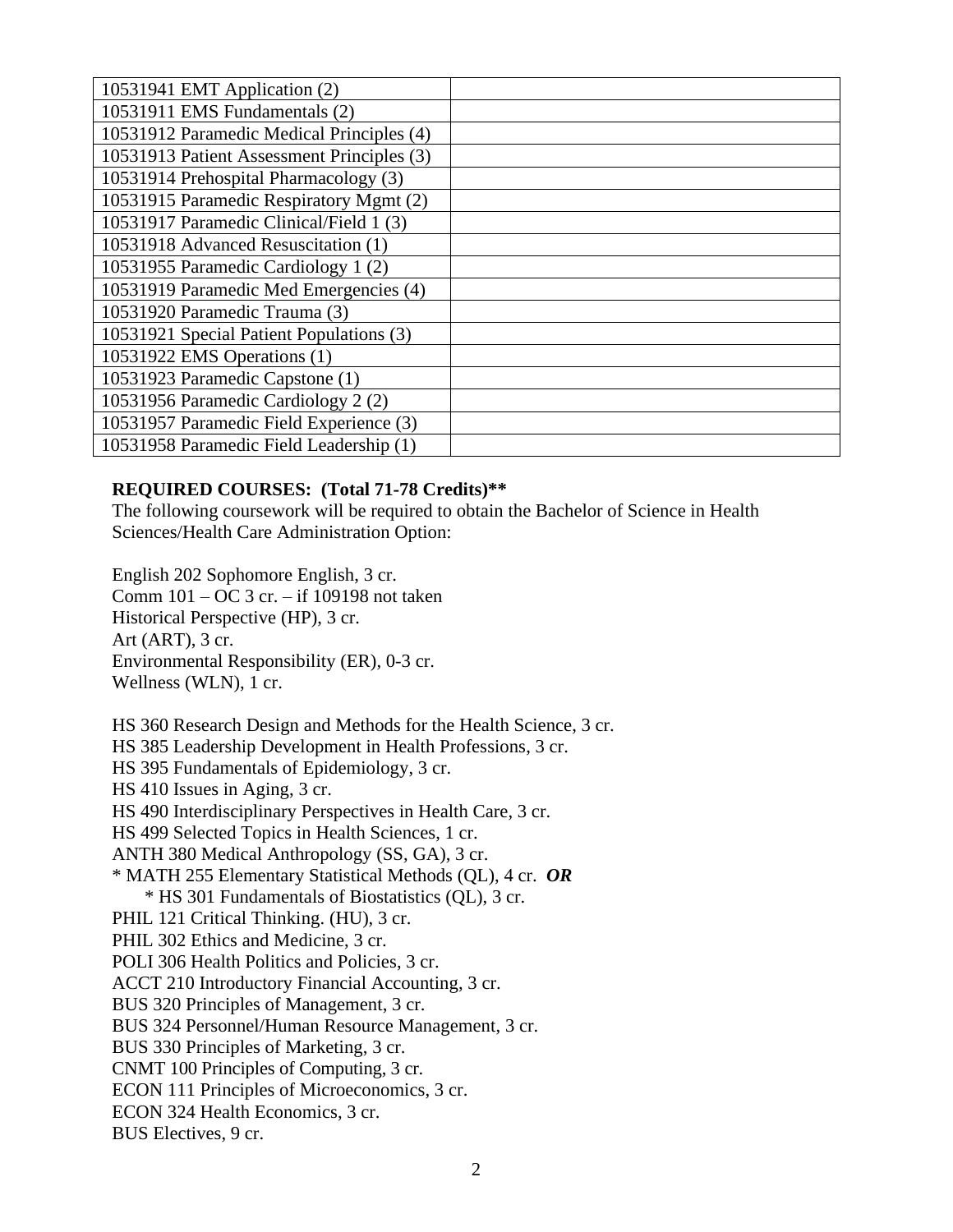| | |
|---|---|
| 10531941 EMT Application (2) | |
| 10531911 EMS Fundamentals (2) | |
| 10531912 Paramedic Medical Principles (4) | |
| 10531913 Patient Assessment Principles (3) | |
| 10531914 Prehospital Pharmacology (3) | |
| 10531915 Paramedic Respiratory Mgmt (2) | |
| 10531917 Paramedic Clinical/Field 1 (3) | |
| 10531918 Advanced Resuscitation (1) | |
| 10531955 Paramedic Cardiology 1 (2) | |
| 10531919 Paramedic Med Emergencies (4) | |
| 10531920 Paramedic Trauma (3) | |
| 10531921 Special Patient Populations (3) | |
| 10531922 EMS Operations (1) | |
| 10531923 Paramedic Capstone (1) | |
| 10531956 Paramedic Cardiology 2 (2) | |
| 10531957 Paramedic Field Experience (3) | |
| 10531958 Paramedic Field Leadership (1) | |

**REQUIRED COURSES: (Total 71-78 Credits)****

The following coursework will be required to obtain the Bachelor of Science in Health Sciences/Health Care Administration Option:

English 202 Sophomore English, 3 cr.
Comm 101 – OC 3 cr. – if 109198 not taken
Historical Perspective (HP), 3 cr.
Art (ART), 3 cr.
Environmental Responsibility (ER), 0-3 cr.
Wellness (WLN), 1 cr.

HS 360 Research Design and Methods for the Health Science, 3 cr.
HS 385 Leadership Development in Health Professions, 3 cr.
HS 395 Fundamentals of Epidemiology, 3 cr.
HS 410 Issues in Aging, 3 cr.
HS 490 Interdisciplinary Perspectives in Health Care, 3 cr.
HS 499 Selected Topics in Health Sciences, 1 cr.
ANTH 380 Medical Anthropology (SS, GA), 3 cr.
* MATH 255 Elementary Statistical Methods (QL), 4 cr. ***OR***
   * HS 301 Fundamentals of Biostatistics (QL), 3 cr.
PHIL 121 Critical Thinking. (HU), 3 cr.
PHIL 302 Ethics and Medicine, 3 cr.
POLI 306 Health Politics and Policies, 3 cr.
ACCT 210 Introductory Financial Accounting, 3 cr.
BUS 320 Principles of Management, 3 cr.
BUS 324 Personnel/Human Resource Management, 3 cr.
BUS 330 Principles of Marketing, 3 cr.
CNMT 100 Principles of Computing, 3 cr.
ECON 111 Principles of Microeconomics, 3 cr.
ECON 324 Health Economics, 3 cr.
BUS Electives, 9 cr.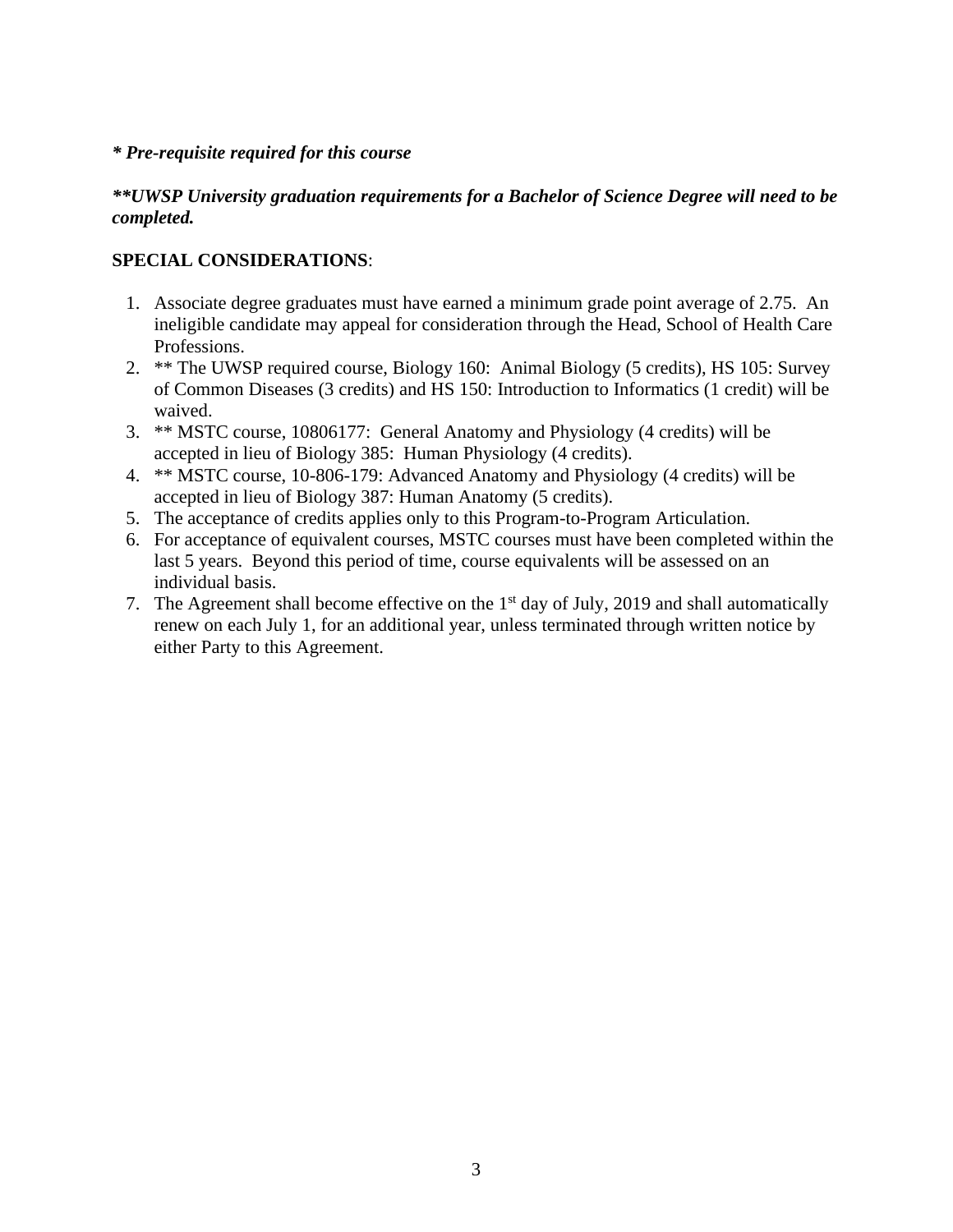***\* Pre-requisite required for this course***

***\*\*UWSP University graduation requirements for a Bachelor of Science Degree will need to be completed.***

**SPECIAL CONSIDERATIONS**:

1. Associate degree graduates must have earned a minimum grade point average of 2.75. An ineligible candidate may appeal for consideration through the Head, School of Health Care Professions.
2. ** The UWSP required course, Biology 160: Animal Biology (5 credits), HS 105: Survey of Common Diseases (3 credits) and HS 150: Introduction to Informatics (1 credit) will be waived.
3. ** MSTC course, 10806177: General Anatomy and Physiology (4 credits) will be accepted in lieu of Biology 385: Human Physiology (4 credits).
4. ** MSTC course, 10-806-179: Advanced Anatomy and Physiology (4 credits) will be accepted in lieu of Biology 387: Human Anatomy (5 credits).
5. The acceptance of credits applies only to this Program-to-Program Articulation.
6. For acceptance of equivalent courses, MSTC courses must have been completed within the last 5 years. Beyond this period of time, course equivalents will be assessed on an individual basis.
7. The Agreement shall become effective on the 1st day of July, 2019 and shall automatically renew on each July 1, for an additional year, unless terminated through written notice by either Party to this Agreement.